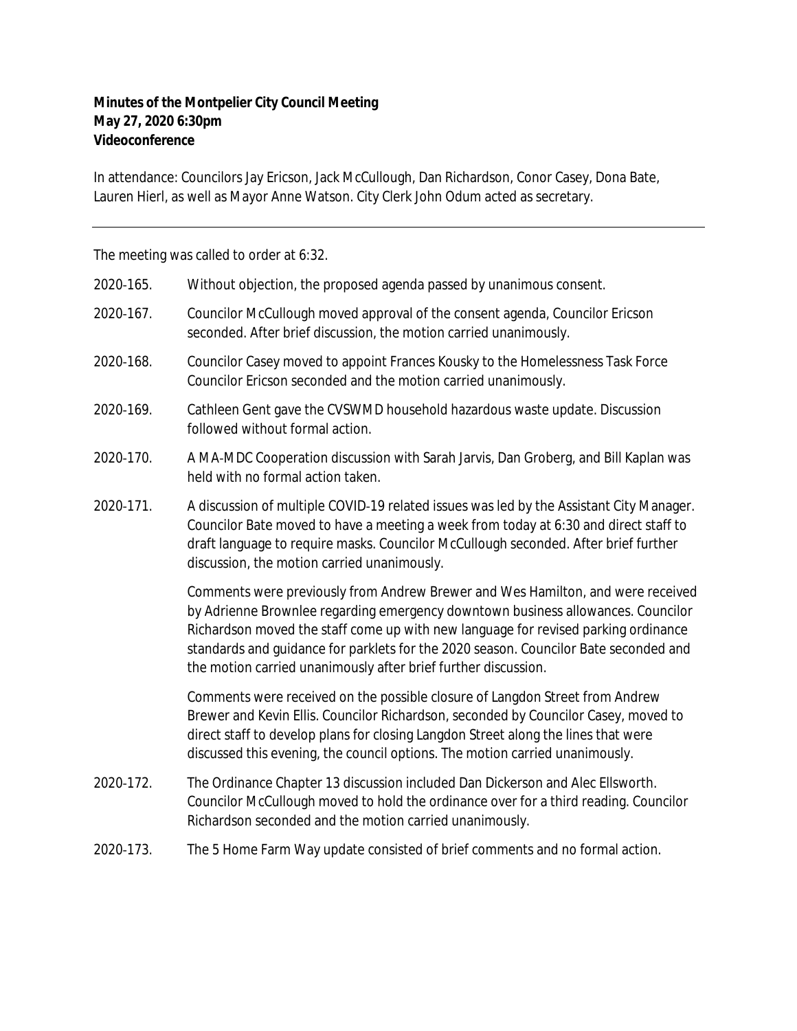**Minutes of the Montpelier City Council Meeting**
**May 27, 2020 6:30pm**
**Videoconference**

In attendance: Councilors Jay Ericson, Jack McCullough, Dan Richardson, Conor Casey, Dona Bate, Lauren Hierl, as well as Mayor Anne Watson. City Clerk John Odum acted as secretary.

---

The meeting was called to order at 6:32.

2020-165. Without objection, the proposed agenda passed by unanimous consent.

2020-167. Councilor McCullough moved approval of the consent agenda, Councilor Ericson seconded. After brief discussion, the motion carried unanimously.

2020-168. Councilor Casey moved to appoint Frances Kousky to the Homelessness Task Force Councilor Ericson seconded and the motion carried unanimously.

2020-169. Cathleen Gent gave the CVSWMD household hazardous waste update. Discussion followed without formal action.

2020-170. A MA-MDC Cooperation discussion with Sarah Jarvis, Dan Groberg, and Bill Kaplan was held with no formal action taken.

2020-171. A discussion of multiple COVID-19 related issues was led by the Assistant City Manager. Councilor Bate moved to have a meeting a week from today at 6:30 and direct staff to draft language to require masks. Councilor McCullough seconded. After brief further discussion, the motion carried unanimously.

Comments were previously from Andrew Brewer and Wes Hamilton, and were received by Adrienne Brownlee regarding emergency downtown business allowances. Councilor Richardson moved the staff come up with new language for revised parking ordinance standards and guidance for parklets for the 2020 season. Councilor Bate seconded and the motion carried unanimously after brief further discussion.

Comments were received on the possible closure of Langdon Street from Andrew Brewer and Kevin Ellis. Councilor Richardson, seconded by Councilor Casey, moved to direct staff to develop plans for closing Langdon Street along the lines that were discussed this evening, the council options. The motion carried unanimously.

2020-172. The Ordinance Chapter 13 discussion included Dan Dickerson and Alec Ellsworth. Councilor McCullough moved to hold the ordinance over for a third reading. Councilor Richardson seconded and the motion carried unanimously.

2020-173. The 5 Home Farm Way update consisted of brief comments and no formal action.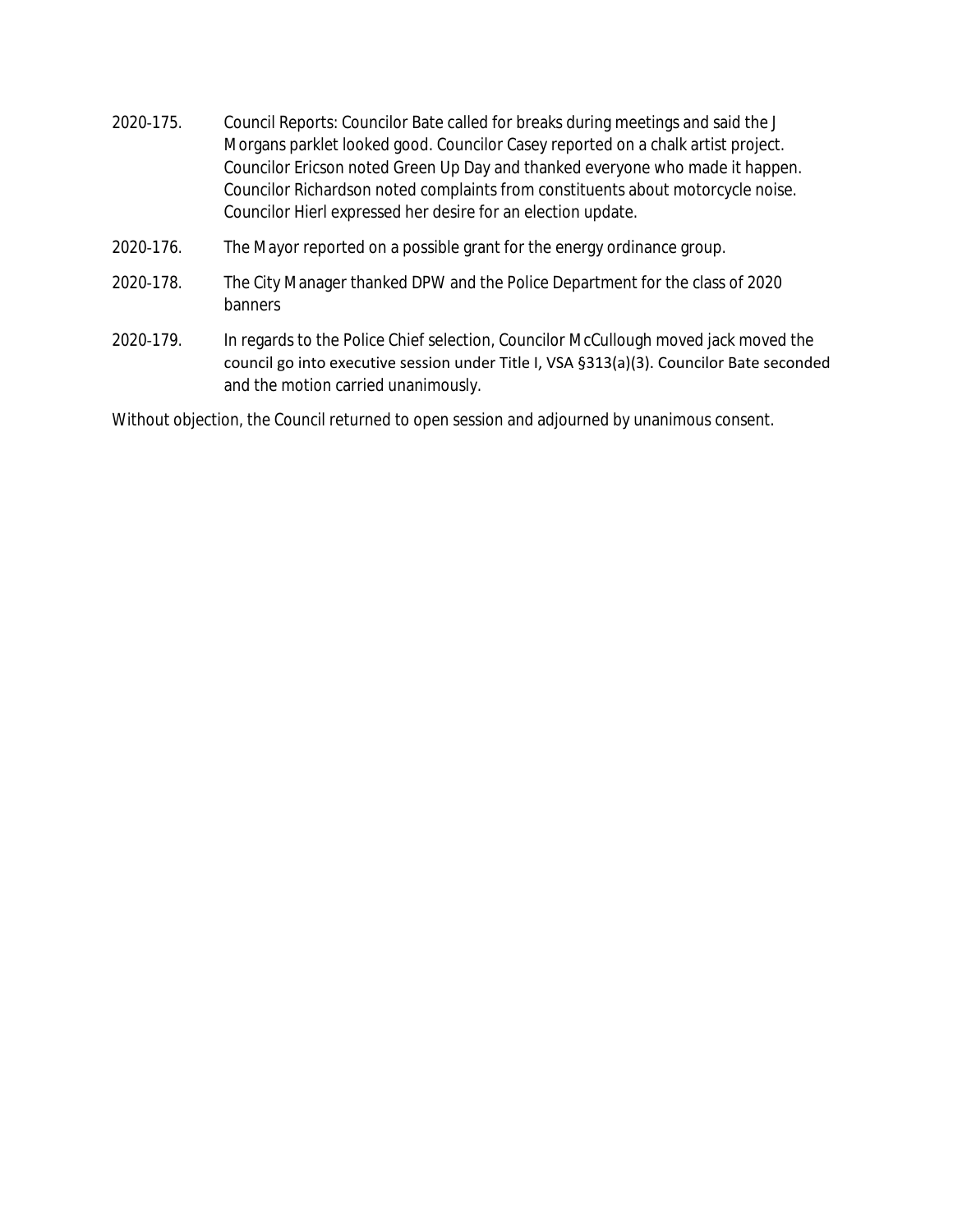2020-175. Council Reports: Councilor Bate called for breaks during meetings and said the J Morgans parklet looked good. Councilor Casey reported on a chalk artist project. Councilor Ericson noted Green Up Day and thanked everyone who made it happen. Councilor Richardson noted complaints from constituents about motorcycle noise. Councilor Hierl expressed her desire for an election update.

2020-176. The Mayor reported on a possible grant for the energy ordinance group.

2020-178. The City Manager thanked DPW and the Police Department for the class of 2020 banners

2020-179. In regards to the Police Chief selection, Councilor McCullough moved jack moved the council go into executive session under Title I, VSA §313(a)(3). Councilor Bate seconded and the motion carried unanimously.

Without objection, the Council returned to open session and adjourned by unanimous consent.